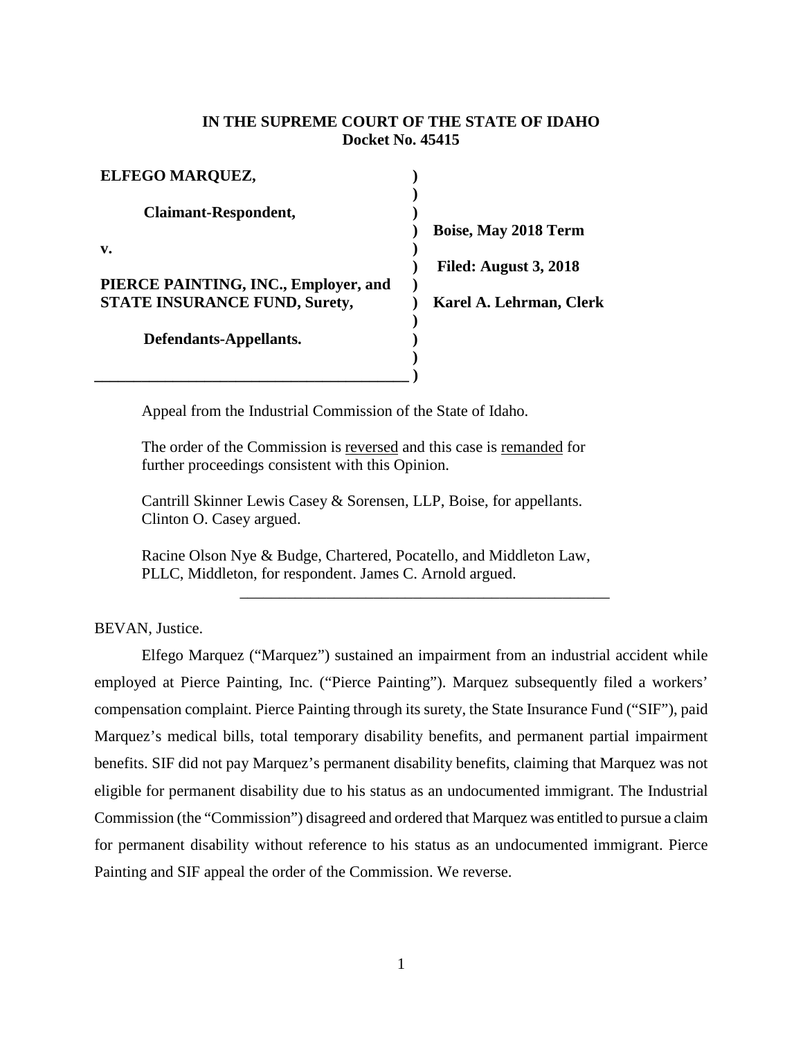**IN THE SUPREME COURT OF THE STATE OF IDAHO**
**Docket No. 45415**

| | | |
|---|---|---|
| **ELFEGO MARQUEZ,** | ) | |
| | ) | |
| **Claimant-Respondent,** | ) | |
| | ) | **Boise, May 2018 Term** |
| **v.** | ) | |
| | ) | **Filed: August 3, 2018** |
| **PIERCE PAINTING, INC., Employer, and** | ) | |
| **STATE INSURANCE FUND, Surety,** | ) | **Karel A. Lehrman, Clerk** |
| | ) | |
| **Defendants-Appellants.** | ) | |
| | ) | |
| ______________________________________ | ) | |

Appeal from the Industrial Commission of the State of Idaho.

The order of the Commission is reversed and this case is remanded for further proceedings consistent with this Opinion.

Cantrill Skinner Lewis Casey & Sorensen, LLP, Boise, for appellants. Clinton O. Casey argued.

Racine Olson Nye & Budge, Chartered, Pocatello, and Middleton Law, PLLC, Middleton, for respondent. James C. Arnold argued.

---

BEVAN, Justice.

Elfego Marquez ("Marquez") sustained an impairment from an industrial accident while employed at Pierce Painting, Inc. ("Pierce Painting"). Marquez subsequently filed a workers' compensation complaint. Pierce Painting through its surety, the State Insurance Fund ("SIF"), paid Marquez's medical bills, total temporary disability benefits, and permanent partial impairment benefits. SIF did not pay Marquez's permanent disability benefits, claiming that Marquez was not eligible for permanent disability due to his status as an undocumented immigrant. The Industrial Commission (the "Commission") disagreed and ordered that Marquez was entitled to pursue a claim for permanent disability without reference to his status as an undocumented immigrant. Pierce Painting and SIF appeal the order of the Commission. We reverse.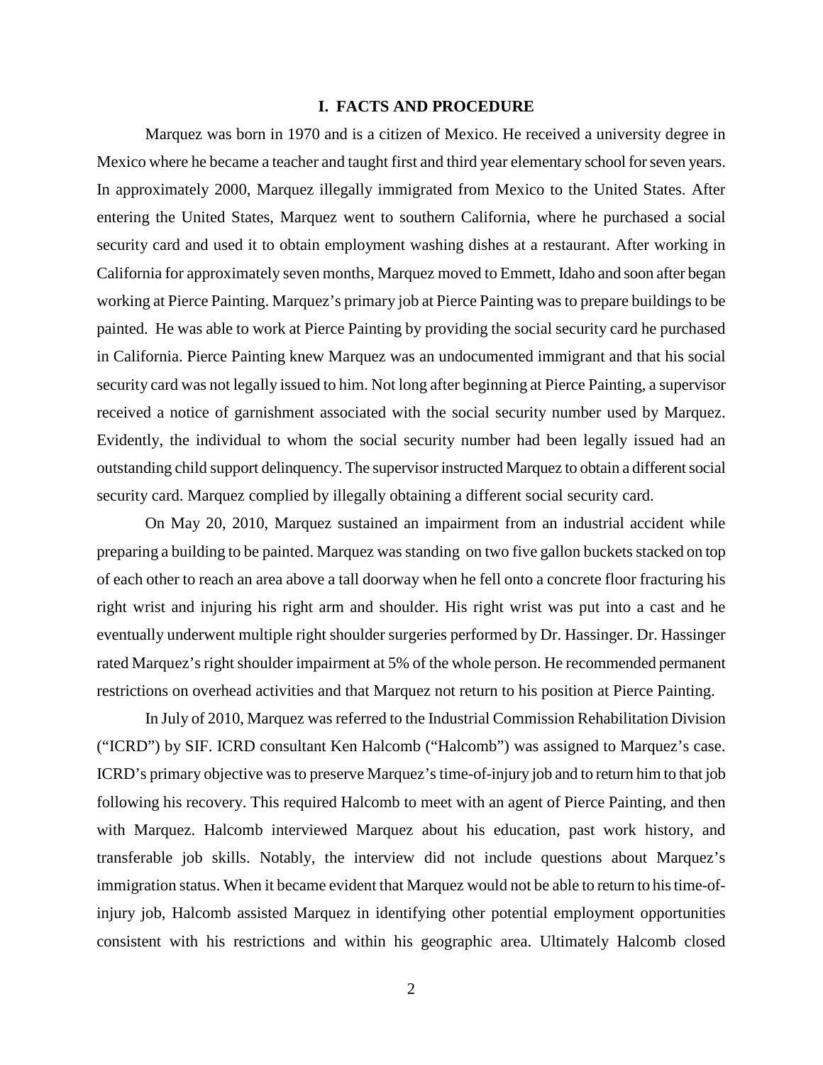## I. FACTS AND PROCEDURE

Marquez was born in 1970 and is a citizen of Mexico. He received a university degree in Mexico where he became a teacher and taught first and third year elementary school for seven years. In approximately 2000, Marquez illegally immigrated from Mexico to the United States. After entering the United States, Marquez went to southern California, where he purchased a social security card and used it to obtain employment washing dishes at a restaurant. After working in California for approximately seven months, Marquez moved to Emmett, Idaho and soon after began working at Pierce Painting. Marquez's primary job at Pierce Painting was to prepare buildings to be painted. He was able to work at Pierce Painting by providing the social security card he purchased in California. Pierce Painting knew Marquez was an undocumented immigrant and that his social security card was not legally issued to him. Not long after beginning at Pierce Painting, a supervisor received a notice of garnishment associated with the social security number used by Marquez. Evidently, the individual to whom the social security number had been legally issued had an outstanding child support delinquency. The supervisor instructed Marquez to obtain a different social security card. Marquez complied by illegally obtaining a different social security card.

On May 20, 2010, Marquez sustained an impairment from an industrial accident while preparing a building to be painted. Marquez was standing on two five gallon buckets stacked on top of each other to reach an area above a tall doorway when he fell onto a concrete floor fracturing his right wrist and injuring his right arm and shoulder. His right wrist was put into a cast and he eventually underwent multiple right shoulder surgeries performed by Dr. Hassinger. Dr. Hassinger rated Marquez's right shoulder impairment at 5% of the whole person. He recommended permanent restrictions on overhead activities and that Marquez not return to his position at Pierce Painting.

In July of 2010, Marquez was referred to the Industrial Commission Rehabilitation Division ("ICRD") by SIF. ICRD consultant Ken Halcomb ("Halcomb") was assigned to Marquez's case. ICRD's primary objective was to preserve Marquez's time-of-injury job and to return him to that job following his recovery. This required Halcomb to meet with an agent of Pierce Painting, and then with Marquez. Halcomb interviewed Marquez about his education, past work history, and transferable job skills. Notably, the interview did not include questions about Marquez's immigration status. When it became evident that Marquez would not be able to return to his time-of-injury job, Halcomb assisted Marquez in identifying other potential employment opportunities consistent with his restrictions and within his geographic area. Ultimately Halcomb closed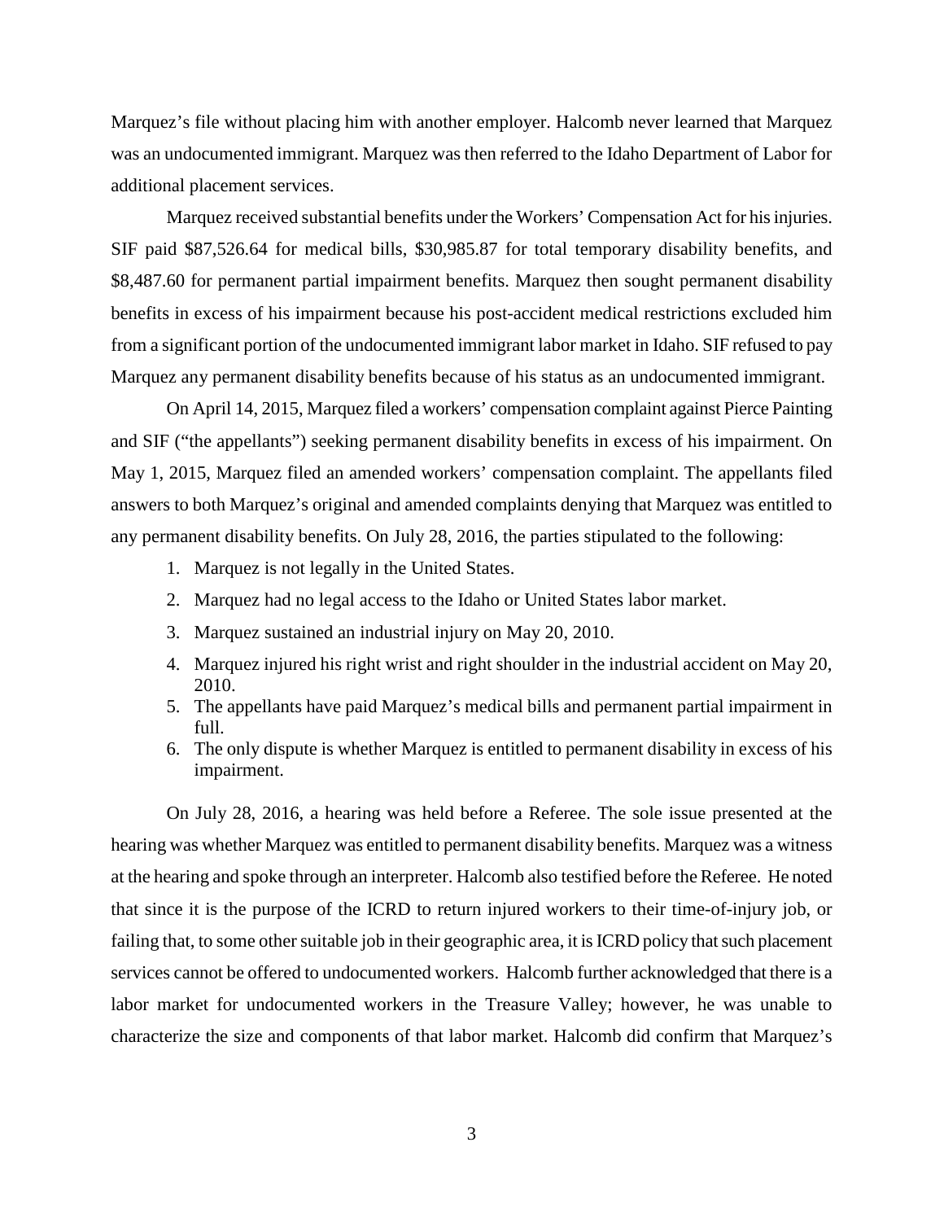Marquez's file without placing him with another employer. Halcomb never learned that Marquez was an undocumented immigrant. Marquez was then referred to the Idaho Department of Labor for additional placement services.

Marquez received substantial benefits under the Workers' Compensation Act for his injuries. SIF paid $87,526.64 for medical bills, $30,985.87 for total temporary disability benefits, and $8,487.60 for permanent partial impairment benefits. Marquez then sought permanent disability benefits in excess of his impairment because his post-accident medical restrictions excluded him from a significant portion of the undocumented immigrant labor market in Idaho. SIF refused to pay Marquez any permanent disability benefits because of his status as an undocumented immigrant.

On April 14, 2015, Marquez filed a workers' compensation complaint against Pierce Painting and SIF ("the appellants") seeking permanent disability benefits in excess of his impairment. On May 1, 2015, Marquez filed an amended workers' compensation complaint. The appellants filed answers to both Marquez's original and amended complaints denying that Marquez was entitled to any permanent disability benefits. On July 28, 2016, the parties stipulated to the following:

1. Marquez is not legally in the United States.
2. Marquez had no legal access to the Idaho or United States labor market.
3. Marquez sustained an industrial injury on May 20, 2010.
4. Marquez injured his right wrist and right shoulder in the industrial accident on May 20, 2010.
5. The appellants have paid Marquez's medical bills and permanent partial impairment in full.
6. The only dispute is whether Marquez is entitled to permanent disability in excess of his impairment.

On July 28, 2016, a hearing was held before a Referee. The sole issue presented at the hearing was whether Marquez was entitled to permanent disability benefits. Marquez was a witness at the hearing and spoke through an interpreter. Halcomb also testified before the Referee. He noted that since it is the purpose of the ICRD to return injured workers to their time-of-injury job, or failing that, to some other suitable job in their geographic area, it is ICRD policy that such placement services cannot be offered to undocumented workers. Halcomb further acknowledged that there is a labor market for undocumented workers in the Treasure Valley; however, he was unable to characterize the size and components of that labor market. Halcomb did confirm that Marquez's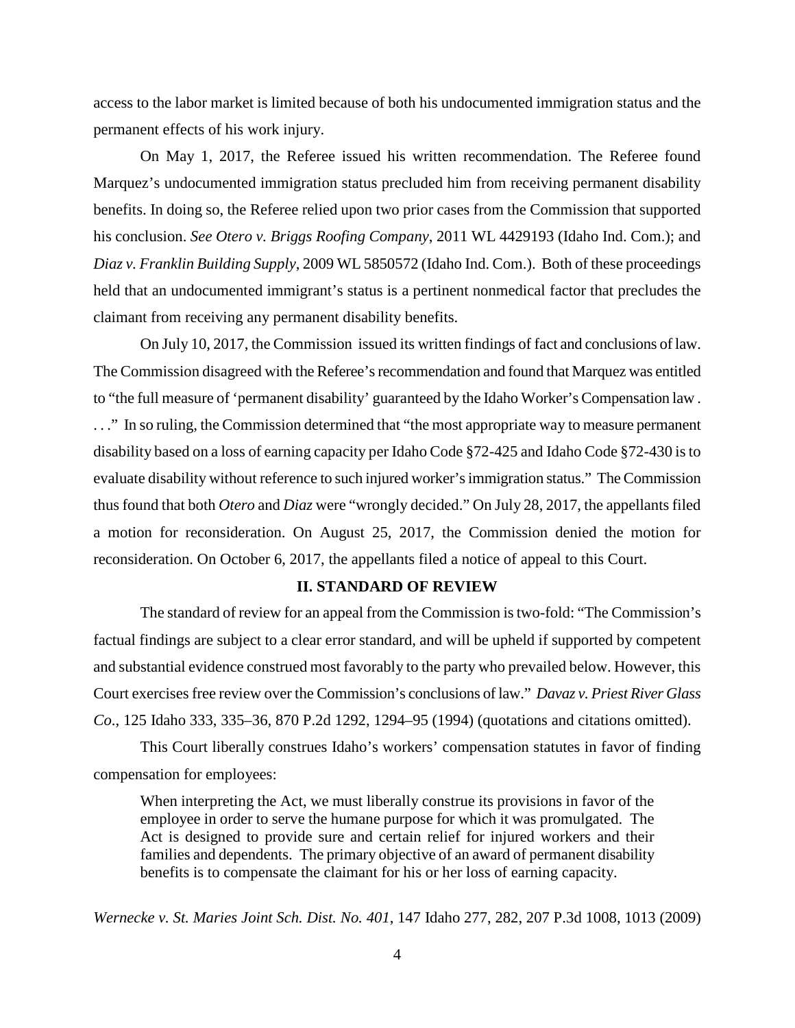access to the labor market is limited because of both his undocumented immigration status and the permanent effects of his work injury.

On May 1, 2017, the Referee issued his written recommendation. The Referee found Marquez's undocumented immigration status precluded him from receiving permanent disability benefits. In doing so, the Referee relied upon two prior cases from the Commission that supported his conclusion. *See Otero v. Briggs Roofing Company*, 2011 WL 4429193 (Idaho Ind. Com.); and *Diaz v. Franklin Building Supply*, 2009 WL 5850572 (Idaho Ind. Com.). Both of these proceedings held that an undocumented immigrant's status is a pertinent nonmedical factor that precludes the claimant from receiving any permanent disability benefits.

On July 10, 2017, the Commission issued its written findings of fact and conclusions of law. The Commission disagreed with the Referee's recommendation and found that Marquez was entitled to "the full measure of 'permanent disability' guaranteed by the Idaho Worker's Compensation law . . . ." In so ruling, the Commission determined that "the most appropriate way to measure permanent disability based on a loss of earning capacity per Idaho Code §72-425 and Idaho Code §72-430 is to evaluate disability without reference to such injured worker's immigration status." The Commission thus found that both *Otero* and *Diaz* were "wrongly decided." On July 28, 2017, the appellants filed a motion for reconsideration. On August 25, 2017, the Commission denied the motion for reconsideration. On October 6, 2017, the appellants filed a notice of appeal to this Court.

## II. STANDARD OF REVIEW

The standard of review for an appeal from the Commission is two-fold: "The Commission's factual findings are subject to a clear error standard, and will be upheld if supported by competent and substantial evidence construed most favorably to the party who prevailed below. However, this Court exercises free review over the Commission's conclusions of law." *Davaz v. Priest River Glass Co*., 125 Idaho 333, 335–36, 870 P.2d 1292, 1294–95 (1994) (quotations and citations omitted).

This Court liberally construes Idaho's workers' compensation statutes in favor of finding compensation for employees:

> When interpreting the Act, we must liberally construe its provisions in favor of the employee in order to serve the humane purpose for which it was promulgated. The Act is designed to provide sure and certain relief for injured workers and their families and dependents. The primary objective of an award of permanent disability benefits is to compensate the claimant for his or her loss of earning capacity.

*Wernecke v. St. Maries Joint Sch. Dist. No. 401*, 147 Idaho 277, 282, 207 P.3d 1008, 1013 (2009)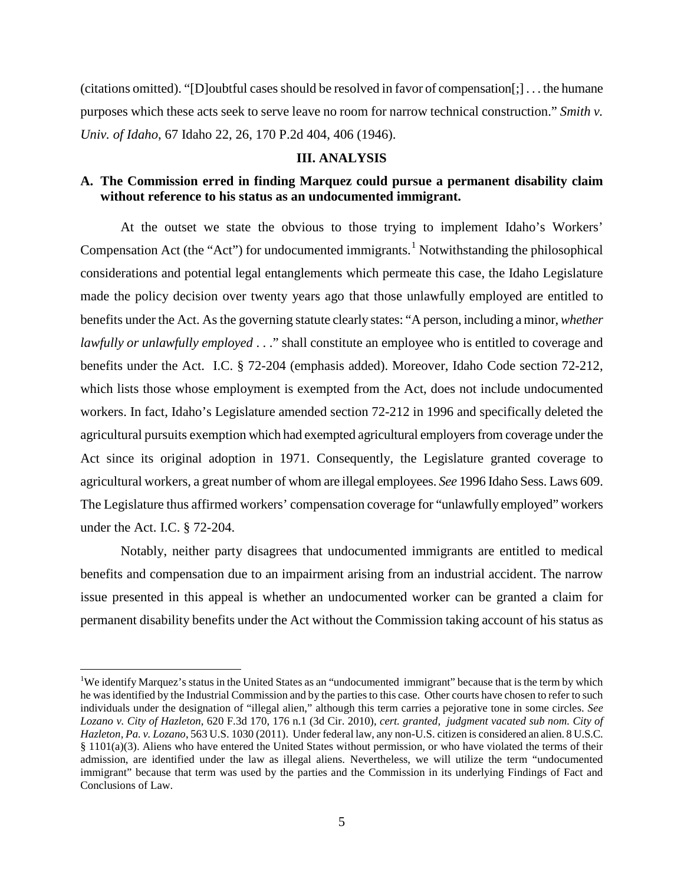(citations omitted). "[D]oubtful cases should be resolved in favor of compensation[;] . . . the humane purposes which these acts seek to serve leave no room for narrow technical construction." *Smith v. Univ. of Idaho*, 67 Idaho 22, 26, 170 P.2d 404, 406 (1946).

## III. ANALYSIS

### A. The Commission erred in finding Marquez could pursue a permanent disability claim without reference to his status as an undocumented immigrant.

At the outset we state the obvious to those trying to implement Idaho's Workers' Compensation Act (the "Act") for undocumented immigrants.[1] Notwithstanding the philosophical considerations and potential legal entanglements which permeate this case, the Idaho Legislature made the policy decision over twenty years ago that those unlawfully employed are entitled to benefits under the Act. As the governing statute clearly states: "A person, including a minor, *whether lawfully or unlawfully employed* . . ." shall constitute an employee who is entitled to coverage and benefits under the Act. I.C. § 72-204 (emphasis added). Moreover, Idaho Code section 72-212, which lists those whose employment is exempted from the Act, does not include undocumented workers. In fact, Idaho's Legislature amended section 72-212 in 1996 and specifically deleted the agricultural pursuits exemption which had exempted agricultural employers from coverage under the Act since its original adoption in 1971. Consequently, the Legislature granted coverage to agricultural workers, a great number of whom are illegal employees. *See* 1996 Idaho Sess. Laws 609. The Legislature thus affirmed workers' compensation coverage for "unlawfully employed" workers under the Act. I.C. § 72-204.

Notably, neither party disagrees that undocumented immigrants are entitled to medical benefits and compensation due to an impairment arising from an industrial accident. The narrow issue presented in this appeal is whether an undocumented worker can be granted a claim for permanent disability benefits under the Act without the Commission taking account of his status as

---

[1]We identify Marquez's status in the United States as an "undocumented immigrant" because that is the term by which he was identified by the Industrial Commission and by the parties to this case. Other courts have chosen to refer to such individuals under the designation of "illegal alien," although this term carries a pejorative tone in some circles. *See Lozano v. City of Hazleton*, 620 F.3d 170, 176 n.1 (3d Cir. 2010), *cert. granted, judgment vacated sub nom. City of Hazleton, Pa. v. Lozano*, 563 U.S. 1030 (2011). Under federal law, any non-U.S. citizen is considered an alien. 8 U.S.C. § 1101(a)(3). Aliens who have entered the United States without permission, or who have violated the terms of their admission, are identified under the law as illegal aliens. Nevertheless, we will utilize the term "undocumented immigrant" because that term was used by the parties and the Commission in its underlying Findings of Fact and Conclusions of Law.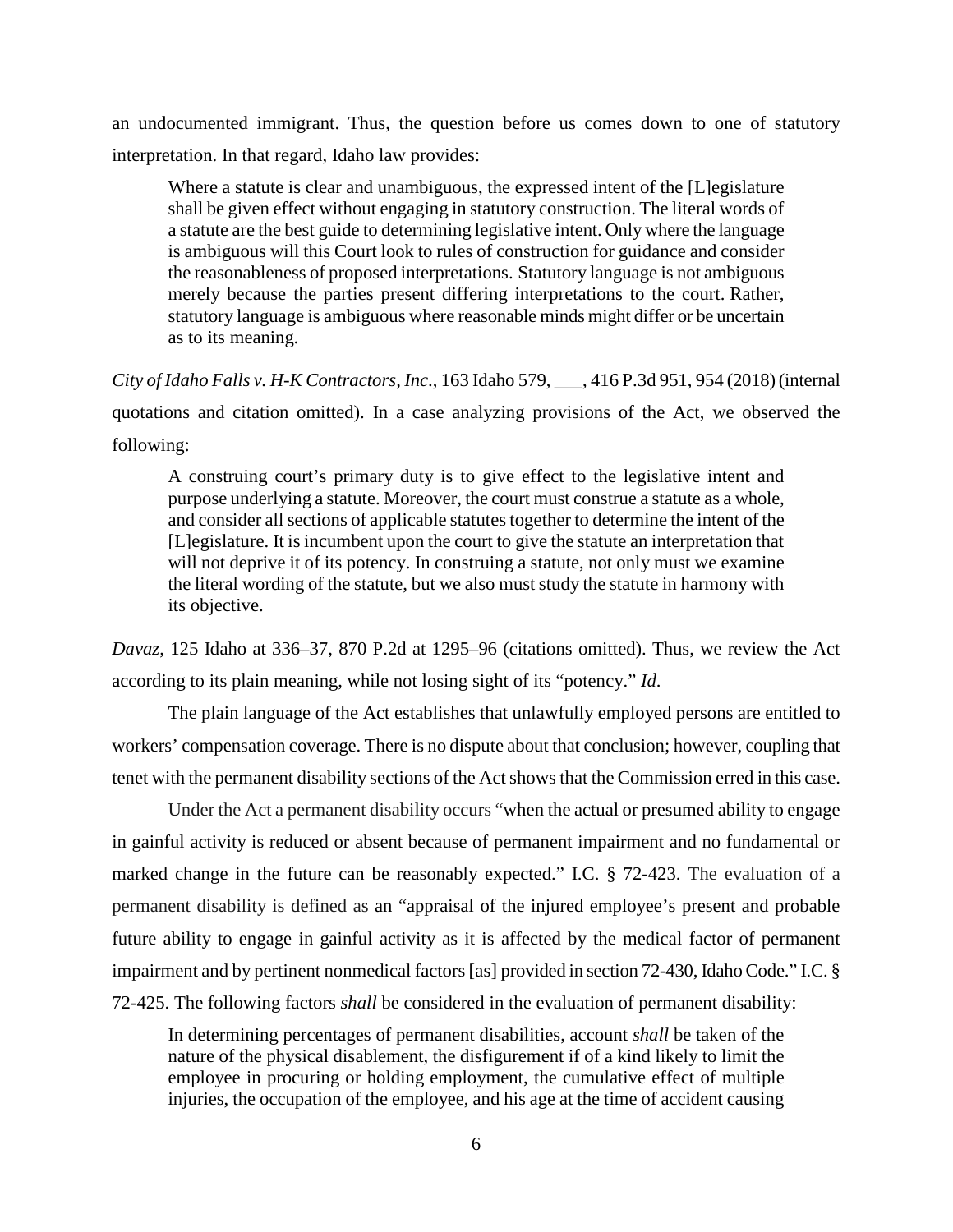an undocumented immigrant. Thus, the question before us comes down to one of statutory interpretation. In that regard, Idaho law provides:

> Where a statute is clear and unambiguous, the expressed intent of the [L]egislature shall be given effect without engaging in statutory construction. The literal words of a statute are the best guide to determining legislative intent. Only where the language is ambiguous will this Court look to rules of construction for guidance and consider the reasonableness of proposed interpretations. Statutory language is not ambiguous merely because the parties present differing interpretations to the court. Rather, statutory language is ambiguous where reasonable minds might differ or be uncertain as to its meaning.

*City of Idaho Falls v. H-K Contractors, Inc*., 163 Idaho 579, ___, 416 P.3d 951, 954 (2018) (internal quotations and citation omitted). In a case analyzing provisions of the Act, we observed the following:

> A construing court's primary duty is to give effect to the legislative intent and purpose underlying a statute. Moreover, the court must construe a statute as a whole, and consider all sections of applicable statutes together to determine the intent of the [L]egislature. It is incumbent upon the court to give the statute an interpretation that will not deprive it of its potency. In construing a statute, not only must we examine the literal wording of the statute, but we also must study the statute in harmony with its objective.

*Davaz*, 125 Idaho at 336–37, 870 P.2d at 1295–96 (citations omitted). Thus, we review the Act according to its plain meaning, while not losing sight of its "potency." *Id.*

The plain language of the Act establishes that unlawfully employed persons are entitled to workers' compensation coverage. There is no dispute about that conclusion; however, coupling that tenet with the permanent disability sections of the Act shows that the Commission erred in this case.

Under the Act a permanent disability occurs "when the actual or presumed ability to engage in gainful activity is reduced or absent because of permanent impairment and no fundamental or marked change in the future can be reasonably expected." I.C. § 72-423. The evaluation of a permanent disability is defined as an "appraisal of the injured employee's present and probable future ability to engage in gainful activity as it is affected by the medical factor of permanent impairment and by pertinent nonmedical factors [as] provided in section 72-430, Idaho Code." I.C. § 72-425. The following factors *shall* be considered in the evaluation of permanent disability:

> In determining percentages of permanent disabilities, account *shall* be taken of the nature of the physical disablement, the disfigurement if of a kind likely to limit the employee in procuring or holding employment, the cumulative effect of multiple injuries, the occupation of the employee, and his age at the time of accident causing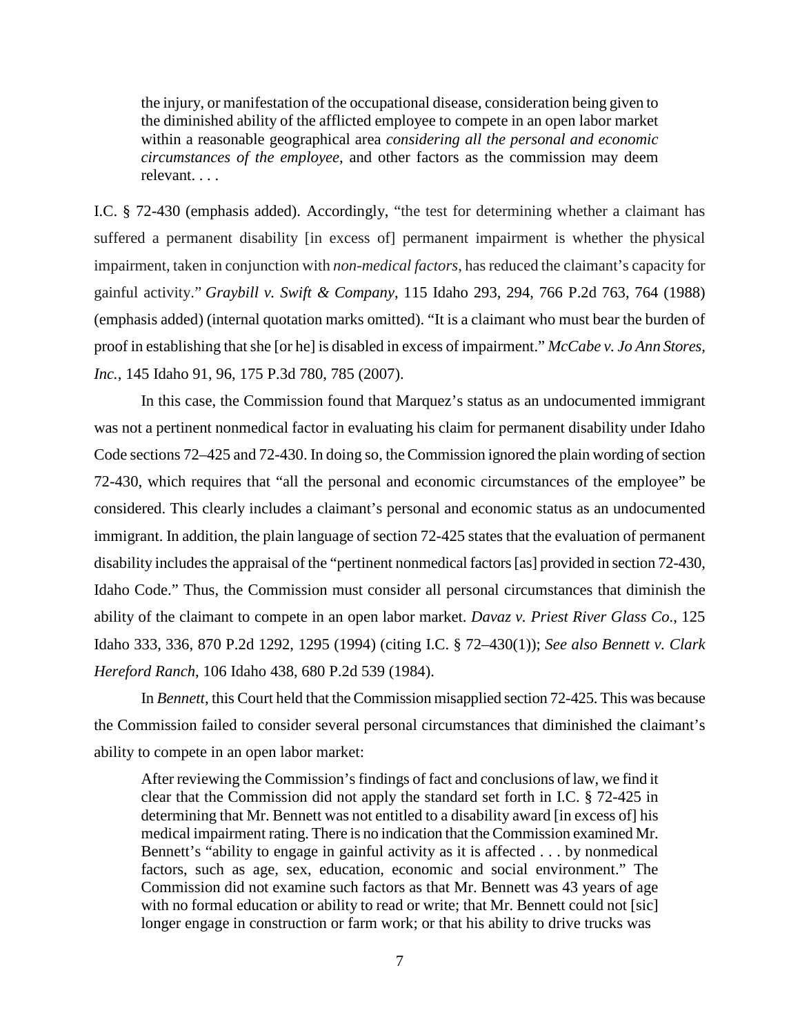> the injury, or manifestation of the occupational disease, consideration being given to the diminished ability of the afflicted employee to compete in an open labor market within a reasonable geographical area *considering all the personal and economic circumstances of the employee*, and other factors as the commission may deem relevant. . . .

I.C. § 72-430 (emphasis added). Accordingly, "the test for determining whether a claimant has suffered a permanent disability [in excess of] permanent impairment is whether the physical impairment, taken in conjunction with *non-medical factors*, has reduced the claimant's capacity for gainful activity." *Graybill v. Swift & Company*, 115 Idaho 293, 294, 766 P.2d 763, 764 (1988) (emphasis added) (internal quotation marks omitted). "It is a claimant who must bear the burden of proof in establishing that she [or he] is disabled in excess of impairment." *McCabe v. Jo Ann Stores, Inc.*, 145 Idaho 91, 96, 175 P.3d 780, 785 (2007).

In this case, the Commission found that Marquez's status as an undocumented immigrant was not a pertinent nonmedical factor in evaluating his claim for permanent disability under Idaho Code sections 72–425 and 72-430. In doing so, the Commission ignored the plain wording of section 72-430, which requires that "all the personal and economic circumstances of the employee" be considered. This clearly includes a claimant's personal and economic status as an undocumented immigrant. In addition, the plain language of section 72-425 states that the evaluation of permanent disability includes the appraisal of the "pertinent nonmedical factors [as] provided in section 72-430, Idaho Code." Thus, the Commission must consider all personal circumstances that diminish the ability of the claimant to compete in an open labor market. *Davaz v. Priest River Glass Co.*, 125 Idaho 333, 336, 870 P.2d 1292, 1295 (1994) (citing I.C. § 72–430(1)); *See also Bennett v. Clark Hereford Ranch*, 106 Idaho 438, 680 P.2d 539 (1984).

In *Bennett*, this Court held that the Commission misapplied section 72-425. This was because the Commission failed to consider several personal circumstances that diminished the claimant's ability to compete in an open labor market:

> After reviewing the Commission's findings of fact and conclusions of law, we find it clear that the Commission did not apply the standard set forth in I.C. § 72-425 in determining that Mr. Bennett was not entitled to a disability award [in excess of] his medical impairment rating. There is no indication that the Commission examined Mr. Bennett's "ability to engage in gainful activity as it is affected . . . by nonmedical factors, such as age, sex, education, economic and social environment." The Commission did not examine such factors as that Mr. Bennett was 43 years of age with no formal education or ability to read or write; that Mr. Bennett could not [sic] longer engage in construction or farm work; or that his ability to drive trucks was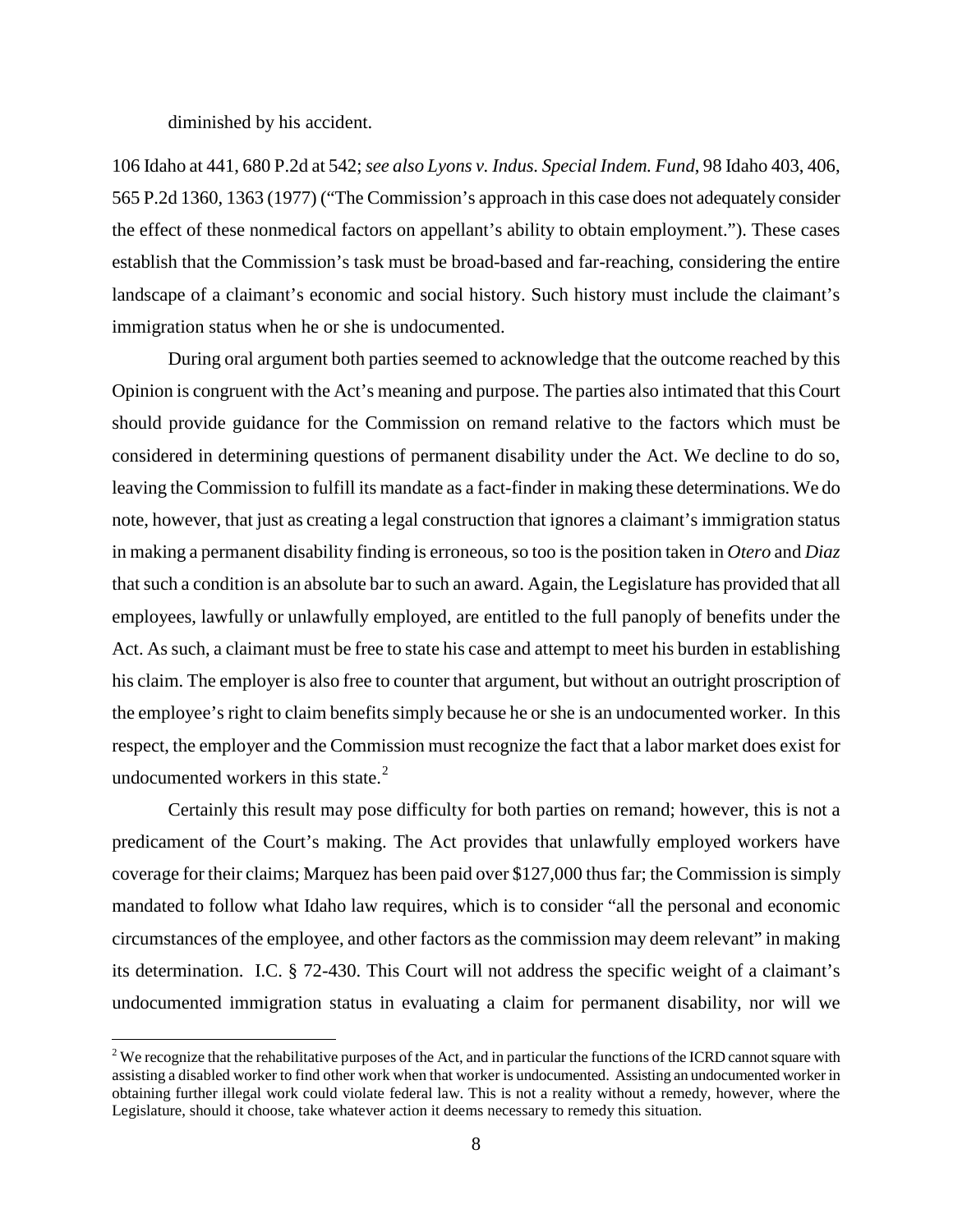diminished by his accident.

106 Idaho at 441, 680 P.2d at 542; *see also Lyons v. Indus. Special Indem. Fund*, 98 Idaho 403, 406, 565 P.2d 1360, 1363 (1977) ("The Commission's approach in this case does not adequately consider the effect of these nonmedical factors on appellant's ability to obtain employment."). These cases establish that the Commission's task must be broad-based and far-reaching, considering the entire landscape of a claimant's economic and social history. Such history must include the claimant's immigration status when he or she is undocumented.

During oral argument both parties seemed to acknowledge that the outcome reached by this Opinion is congruent with the Act's meaning and purpose. The parties also intimated that this Court should provide guidance for the Commission on remand relative to the factors which must be considered in determining questions of permanent disability under the Act. We decline to do so, leaving the Commission to fulfill its mandate as a fact-finder in making these determinations. We do note, however, that just as creating a legal construction that ignores a claimant's immigration status in making a permanent disability finding is erroneous, so too is the position taken in *Otero* and *Diaz* that such a condition is an absolute bar to such an award. Again, the Legislature has provided that all employees, lawfully or unlawfully employed, are entitled to the full panoply of benefits under the Act. As such, a claimant must be free to state his case and attempt to meet his burden in establishing his claim. The employer is also free to counter that argument, but without an outright proscription of the employee's right to claim benefits simply because he or she is an undocumented worker. In this respect, the employer and the Commission must recognize the fact that a labor market does exist for undocumented workers in this state.[2]

Certainly this result may pose difficulty for both parties on remand; however, this is not a predicament of the Court's making. The Act provides that unlawfully employed workers have coverage for their claims; Marquez has been paid over $127,000 thus far; the Commission is simply mandated to follow what Idaho law requires, which is to consider "all the personal and economic circumstances of the employee, and other factors as the commission may deem relevant" in making its determination. I.C. § 72-430. This Court will not address the specific weight of a claimant's undocumented immigration status in evaluating a claim for permanent disability, nor will we

[2] We recognize that the rehabilitative purposes of the Act, and in particular the functions of the ICRD cannot square with assisting a disabled worker to find other work when that worker is undocumented. Assisting an undocumented worker in obtaining further illegal work could violate federal law. This is not a reality without a remedy, however, where the Legislature, should it choose, take whatever action it deems necessary to remedy this situation.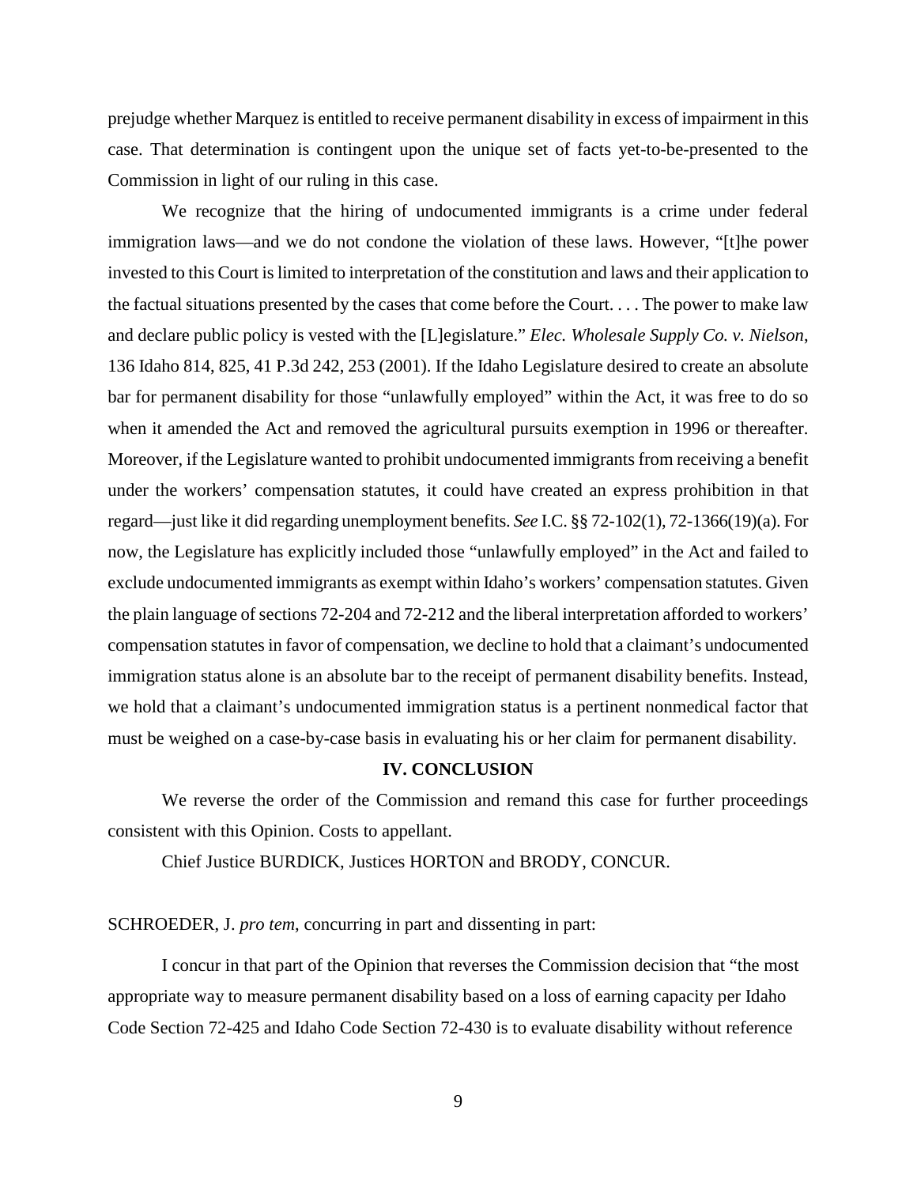prejudge whether Marquez is entitled to receive permanent disability in excess of impairment in this case. That determination is contingent upon the unique set of facts yet-to-be-presented to the Commission in light of our ruling in this case.

We recognize that the hiring of undocumented immigrants is a crime under federal immigration laws—and we do not condone the violation of these laws. However, "[t]he power invested to this Court is limited to interpretation of the constitution and laws and their application to the factual situations presented by the cases that come before the Court. . . . The power to make law and declare public policy is vested with the [L]egislature." *Elec. Wholesale Supply Co. v. Nielson*, 136 Idaho 814, 825, 41 P.3d 242, 253 (2001). If the Idaho Legislature desired to create an absolute bar for permanent disability for those "unlawfully employed" within the Act, it was free to do so when it amended the Act and removed the agricultural pursuits exemption in 1996 or thereafter. Moreover, if the Legislature wanted to prohibit undocumented immigrants from receiving a benefit under the workers' compensation statutes, it could have created an express prohibition in that regard—just like it did regarding unemployment benefits. *See* I.C. §§ 72-102(1), 72-1366(19)(a). For now, the Legislature has explicitly included those "unlawfully employed" in the Act and failed to exclude undocumented immigrants as exempt within Idaho's workers' compensation statutes. Given the plain language of sections 72-204 and 72-212 and the liberal interpretation afforded to workers' compensation statutes in favor of compensation, we decline to hold that a claimant's undocumented immigration status alone is an absolute bar to the receipt of permanent disability benefits. Instead, we hold that a claimant's undocumented immigration status is a pertinent nonmedical factor that must be weighed on a case-by-case basis in evaluating his or her claim for permanent disability.

## IV. CONCLUSION

We reverse the order of the Commission and remand this case for further proceedings consistent with this Opinion. Costs to appellant.

Chief Justice BURDICK, Justices HORTON and BRODY, CONCUR.

SCHROEDER, J. *pro tem*, concurring in part and dissenting in part:

I concur in that part of the Opinion that reverses the Commission decision that "the most appropriate way to measure permanent disability based on a loss of earning capacity per Idaho Code Section 72-425 and Idaho Code Section 72-430 is to evaluate disability without reference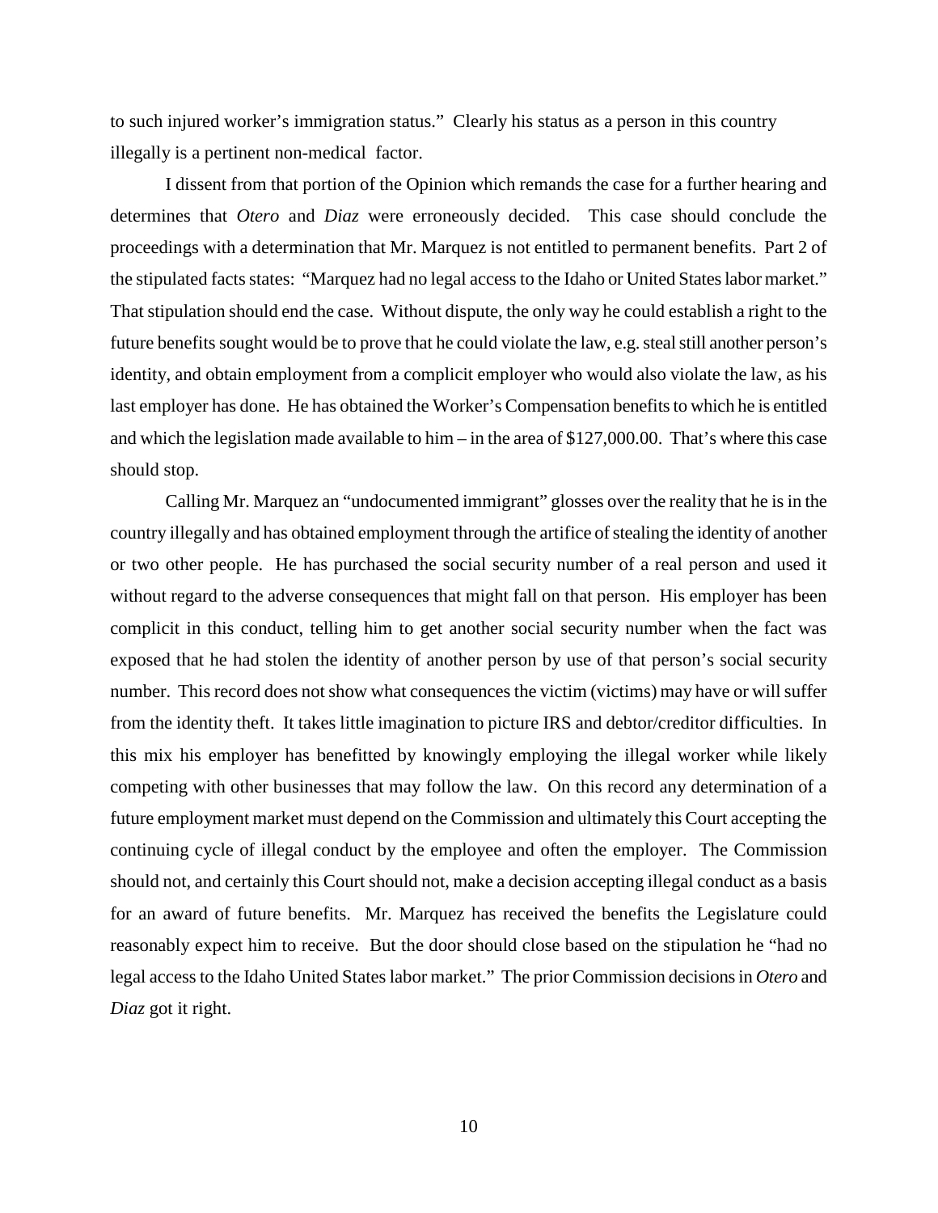to such injured worker's immigration status." Clearly his status as a person in this country illegally is a pertinent non-medical factor.

I dissent from that portion of the Opinion which remands the case for a further hearing and determines that *Otero* and *Diaz* were erroneously decided. This case should conclude the proceedings with a determination that Mr. Marquez is not entitled to permanent benefits. Part 2 of the stipulated facts states: "Marquez had no legal access to the Idaho or United States labor market." That stipulation should end the case. Without dispute, the only way he could establish a right to the future benefits sought would be to prove that he could violate the law, e.g. steal still another person's identity, and obtain employment from a complicit employer who would also violate the law, as his last employer has done. He has obtained the Worker's Compensation benefits to which he is entitled and which the legislation made available to him – in the area of $127,000.00. That's where this case should stop.

Calling Mr. Marquez an "undocumented immigrant" glosses over the reality that he is in the country illegally and has obtained employment through the artifice of stealing the identity of another or two other people. He has purchased the social security number of a real person and used it without regard to the adverse consequences that might fall on that person. His employer has been complicit in this conduct, telling him to get another social security number when the fact was exposed that he had stolen the identity of another person by use of that person's social security number. This record does not show what consequences the victim (victims) may have or will suffer from the identity theft. It takes little imagination to picture IRS and debtor/creditor difficulties. In this mix his employer has benefitted by knowingly employing the illegal worker while likely competing with other businesses that may follow the law. On this record any determination of a future employment market must depend on the Commission and ultimately this Court accepting the continuing cycle of illegal conduct by the employee and often the employer. The Commission should not, and certainly this Court should not, make a decision accepting illegal conduct as a basis for an award of future benefits. Mr. Marquez has received the benefits the Legislature could reasonably expect him to receive. But the door should close based on the stipulation he "had no legal access to the Idaho United States labor market." The prior Commission decisions in *Otero* and *Diaz* got it right.